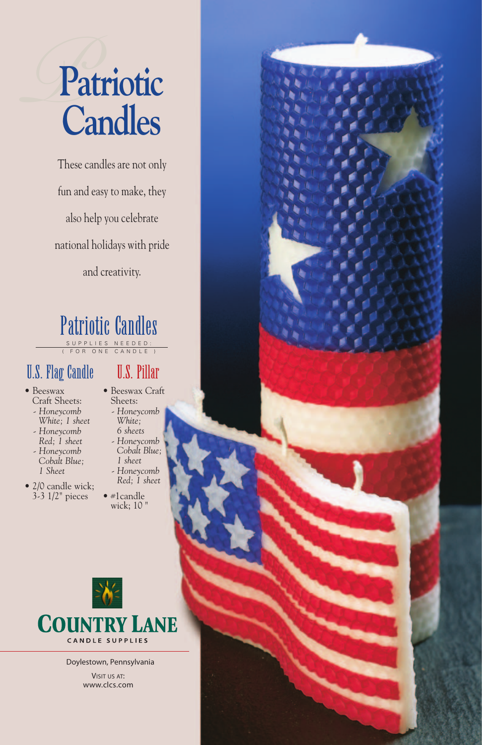# Patriotic Candles

These candles are not only fun and easy to make, they also help you celebrate national holidays with pride and creativity.

## Patriotic Candles

SUPPLIES NEEDED:
( FOR ONE CANDLE )

### U.S. Flag Candle

- Beeswax Craft Sheets:
  - *Honeycomb White; 1 sheet*
  - *Honeycomb Red; 1 sheet*
  - *Honeycomb Cobalt Blue; 1 Sheet*
- 2/0 candle wick; 3-3 1/2" pieces

### U.S. Pillar

- Beeswax Craft Sheets:
  - *Honeycomb White; 6 sheets*
  - *Honeycomb Cobalt Blue; 1 sheet*
  - *Honeycomb Red; 1 sheet*
- #1candle wick; 10 "

**COUNTRY LANE**
CANDLE SUPPLIES

Doylestown, Pennsylvania

VISIT US AT:
www.clcs.com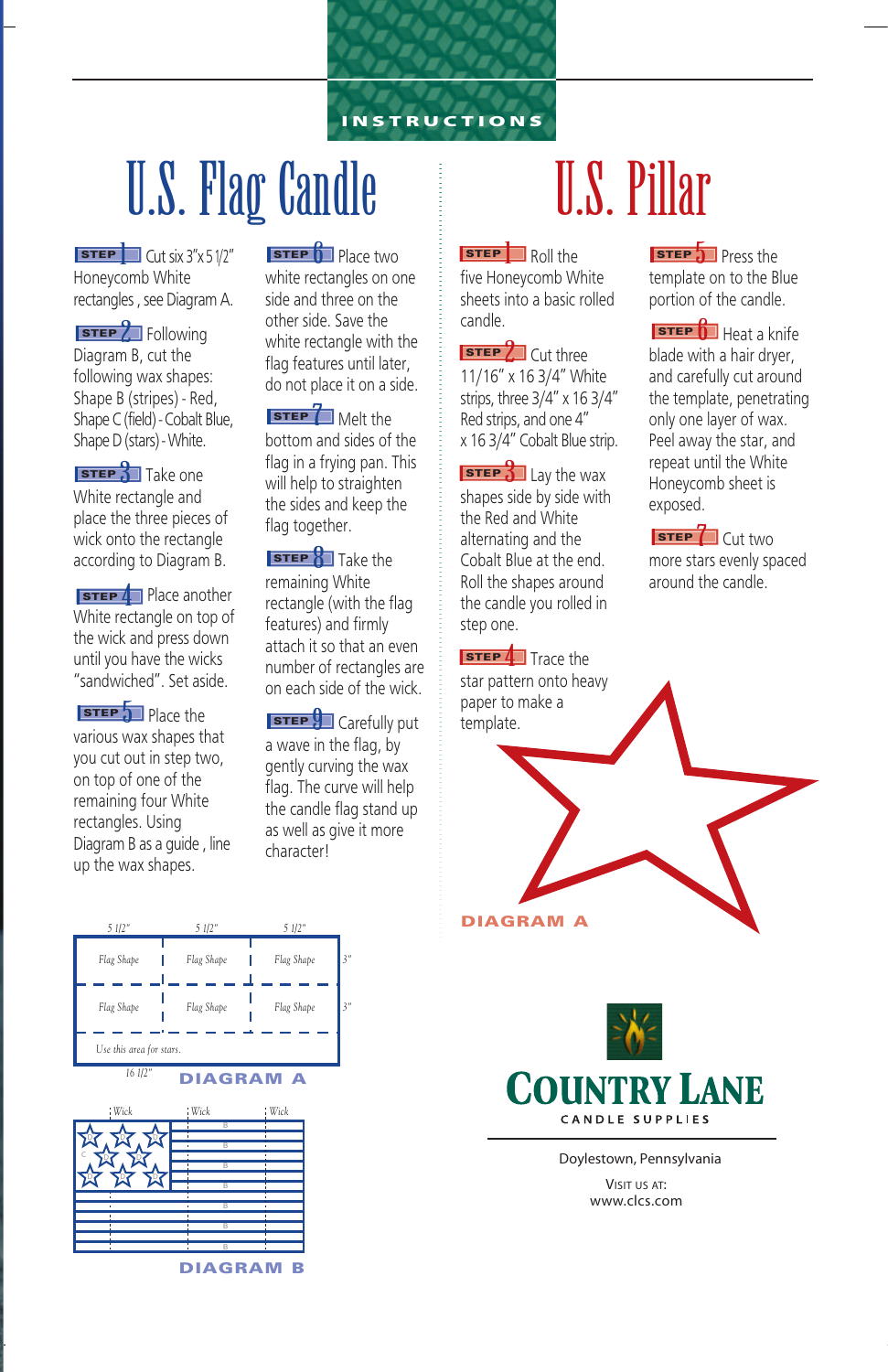INSTRUCTIONS

# U.S. Flag Candle

**STEP 1** Cut six 3"x 5 1/2" Honeycomb White rectangles , see Diagram A.

**STEP 2** Following Diagram B, cut the following wax shapes: Shape B (stripes) - Red, Shape C (field) - Cobalt Blue, Shape D (stars) - White.

**STEP 3** Take one White rectangle and place the three pieces of wick onto the rectangle according to Diagram B.

**STEP 4** Place another White rectangle on top of the wick and press down until you have the wicks "sandwiched". Set aside.

**STEP 5** Place the various wax shapes that you cut out in step two, on top of one of the remaining four White rectangles. Using Diagram B as a guide , line up the wax shapes.

**STEP 6** Place two white rectangles on one side and three on the other side. Save the white rectangle with the flag features until later, do not place it on a side.

**STEP 7** Melt the bottom and sides of the flag in a frying pan. This will help to straighten the sides and keep the flag together.

**STEP 8** Take the remaining White rectangle (with the flag features) and firmly attach it so that an even number of rectangles are on each side of the wick.

**STEP 9** Carefully put a wave in the flag, by gently curving the wax flag. The curve will help the candle flag stand up as well as give it more character!

5 1/2"
5 1/2"
5 1/2"
Flag Shape
Flag Shape
Flag Shape
3"
Flag Shape
Flag Shape
Flag Shape
3"
Use this area for stars.
16 1/2"

DIAGRAM A

Wick
Wick
Wick
C
B
B
B
B
B
B
B

DIAGRAM B

# U.S. Pillar

**STEP 1** Roll the five Honeycomb White sheets into a basic rolled candle.

**STEP 2** Cut three 11/16" x 16 3/4" White strips, three 3/4" x 16 3/4" Red strips, and one 4" x 16 3/4" Cobalt Blue strip.

**STEP 3** Lay the wax shapes side by side with the Red and White alternating and the Cobalt Blue at the end. Roll the shapes around the candle you rolled in step one.

**STEP 4** Trace the star pattern onto heavy paper to make a template.

**STEP 5** Press the template on to the Blue portion of the candle.

**STEP 6** Heat a knife blade with a hair dryer, and carefully cut around the template, penetrating only one layer of wax. Peel away the star, and repeat until the White Honeycomb sheet is exposed.

**STEP 7** Cut two more stars evenly spaced around the candle.

DIAGRAM A

COUNTRY LANE
CANDLE SUPPLIES

Doylestown, Pennsylvania

VISIT US AT:
www.clcs.com